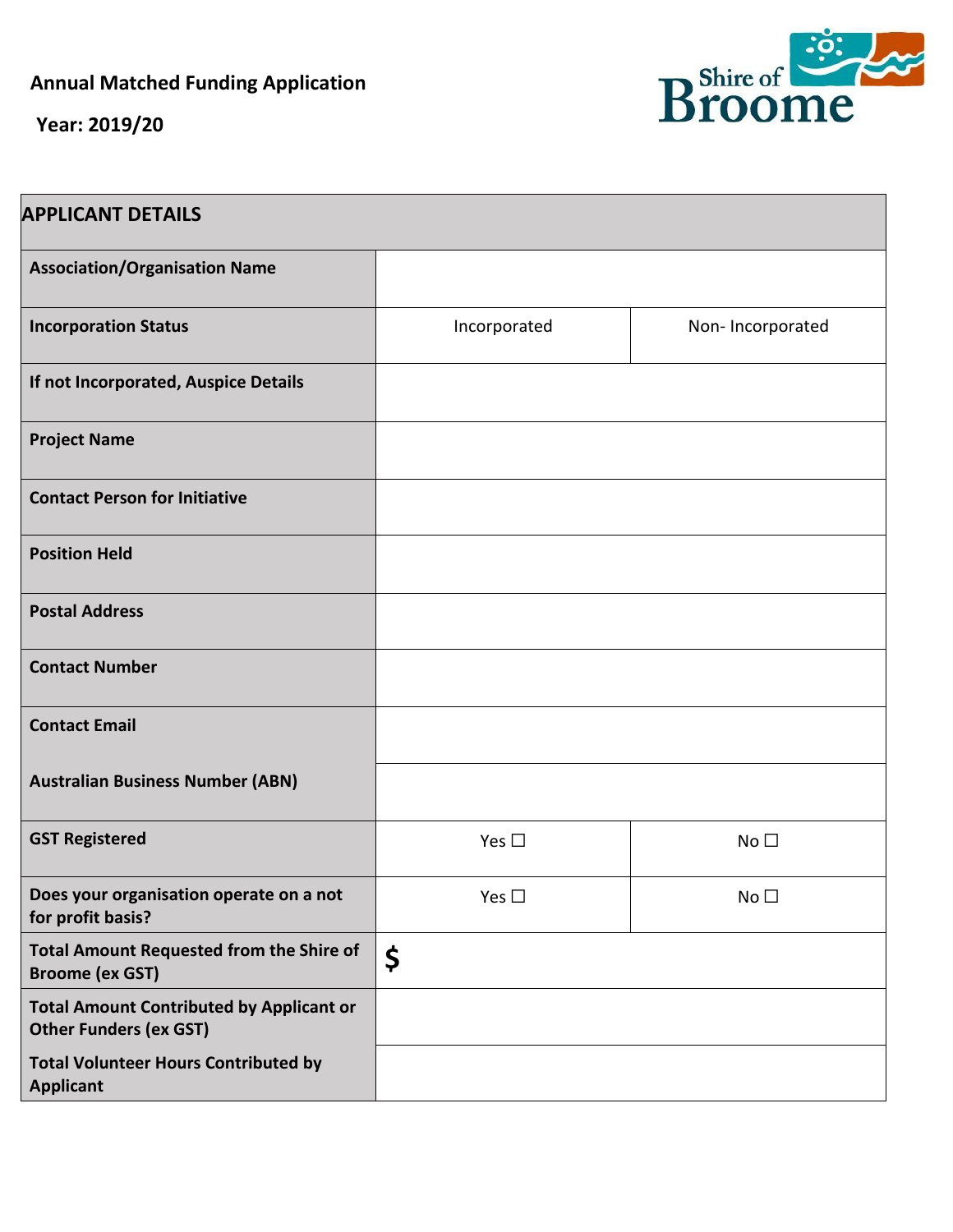**Annual Matched Funding Application**

**Year: 2019/20**

| **APPLICANT DETAILS** | | |
|---|---|---|
| **Association/Organisation Name** | | |
| **Incorporation Status** | Incorporated | Non- Incorporated |
| **If not Incorporated, Auspice Details** | | |
| **Project Name** | | |
| **Contact Person for Initiative** | | |
| **Position Held** | | |
| **Postal Address** | | |
| **Contact Number** | | |
| **Contact Email** | | |
| **Australian Business Number (ABN)** | | |
| **GST Registered** | Yes ☐ | No ☐ |
| **Does your organisation operate on a not for profit basis?** | Yes ☐ | No ☐ |
| **Total Amount Requested from the Shire of Broome (ex GST)** | **$** | |
| **Total Amount Contributed by Applicant or Other Funders (ex GST)** | | |
| **Total Volunteer Hours Contributed by Applicant** | | |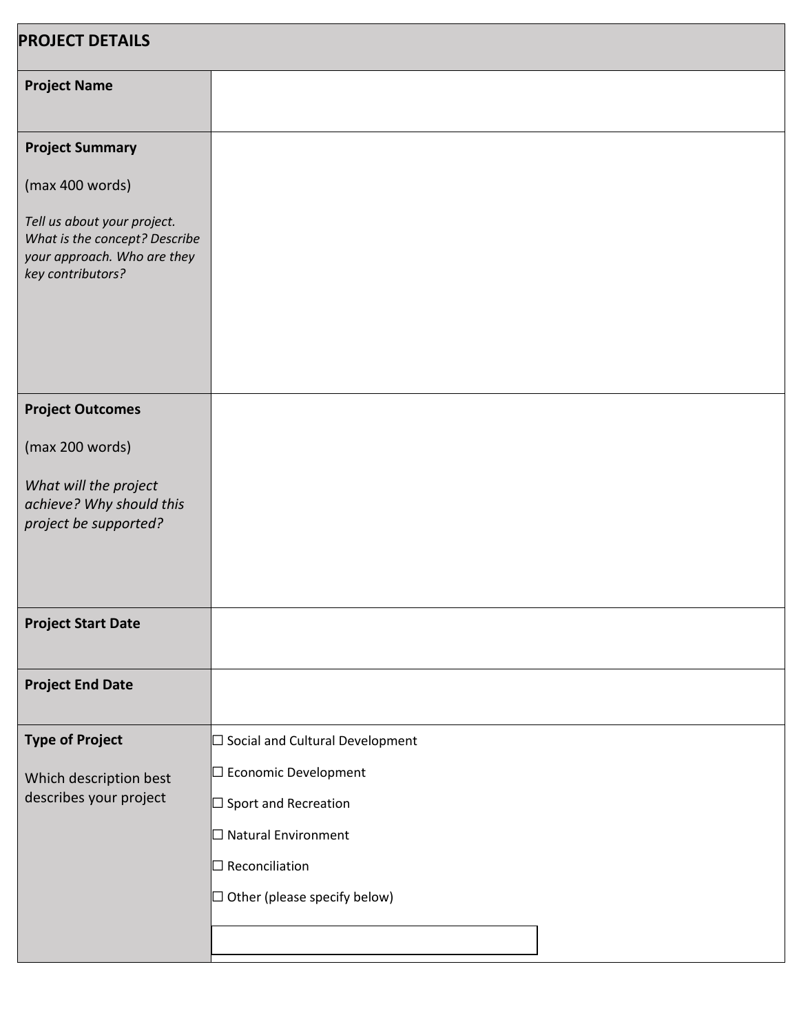| PROJECT DETAILS | |
|---|---|
| **Project Name** | |
| **Project Summary**<br><br>(max 400 words)<br><br>*Tell us about your project. What is the concept? Describe your approach. Who are they key contributors?* | |
| **Project Outcomes**<br><br>(max 200 words)<br><br>*What will the project achieve? Why should this project be supported?* | |
| **Project Start Date** | |
| **Project End Date** | |
| **Type of Project**<br><br>Which description best describes your project | ☐ Social and Cultural Development<br><br>☐ Economic Development<br><br>☐ Sport and Recreation<br><br>☐ Natural Environment<br><br>☐ Reconciliation<br><br>☐ Other (please specify below) |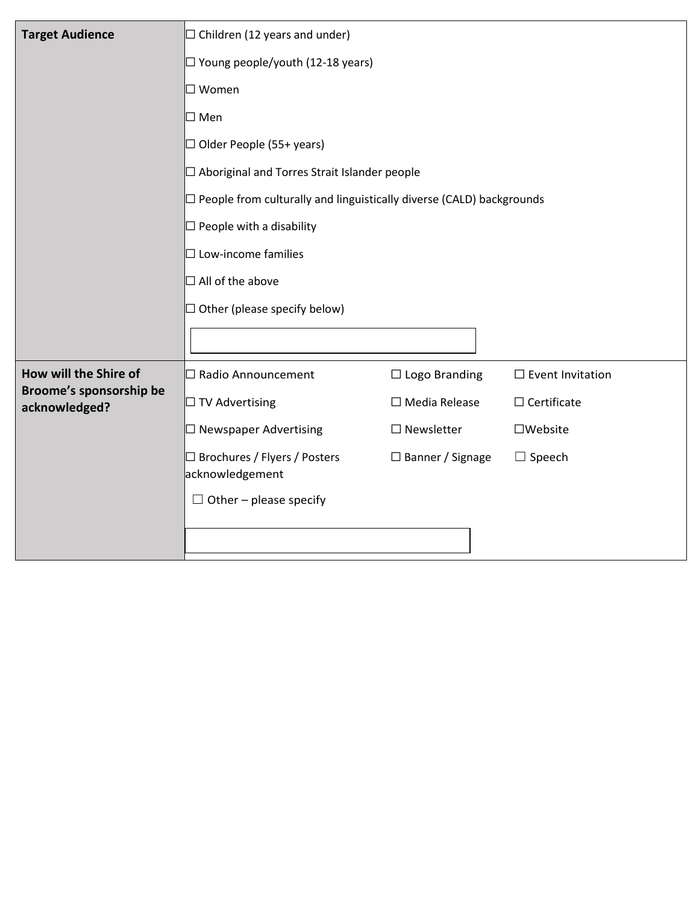| | | | |
|---|---|---|---|
| **Target Audience** | ☐ Children (12 years and under)<br>☐ Young people/youth (12-18 years)<br>☐ Women<br>☐ Men<br>☐ Older People (55+ years)<br>☐ Aboriginal and Torres Strait Islander people<br>☐ People from culturally and linguistically diverse (CALD) backgrounds<br>☐ People with a disability<br>☐ Low-income families<br>☐ All of the above<br>☐ Other (please specify below) | | |
| **How will the Shire of Broome's sponsorship be acknowledged?** | ☐ Radio Announcement<br>☐ TV Advertising<br>☐ Newspaper Advertising<br>☐ Brochures / Flyers / Posters acknowledgement<br>☐ Other – please specify | ☐ Logo Branding<br>☐ Media Release<br>☐ Newsletter<br>☐ Banner / Signage | ☐ Event Invitation<br>☐ Certificate<br>☐Website<br>☐ Speech |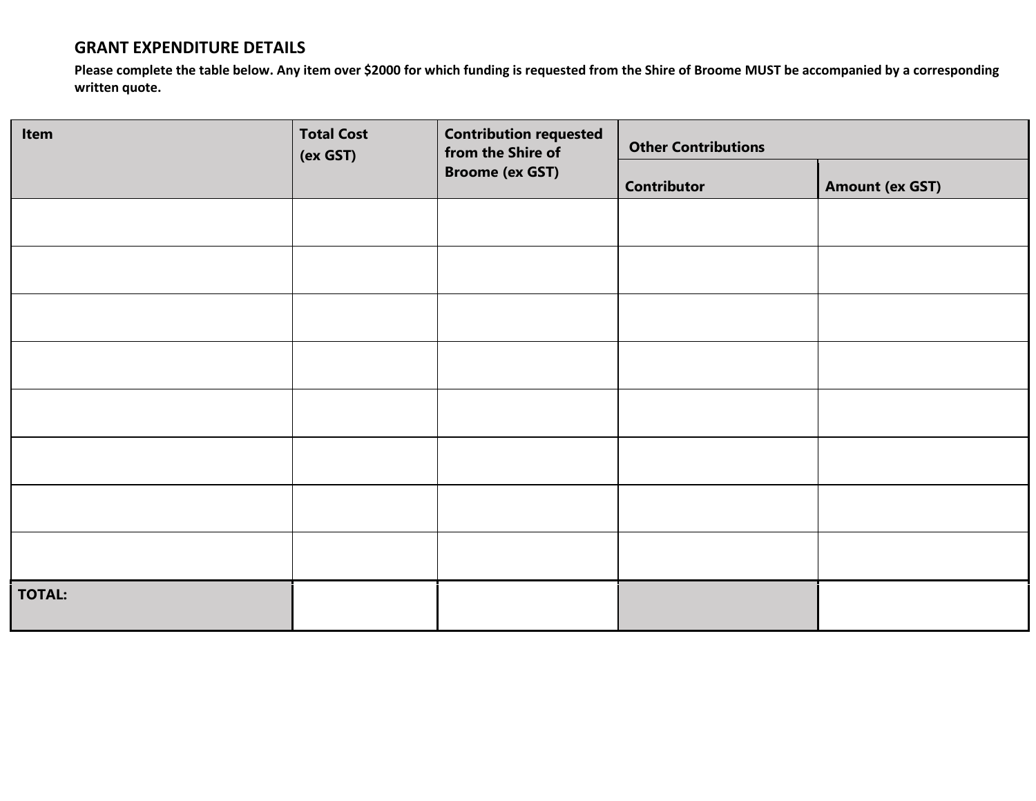## GRANT EXPENDITURE DETAILS

**Please complete the table below. Any item over $2000 for which funding is requested from the Shire of Broome MUST be accompanied by a corresponding written quote.**

| Item | Total Cost (ex GST) | Contribution requested from the Shire of Broome (ex GST) | Other Contributions | |
|---|---|---|---|---|
| | | | Contributor | Amount (ex GST) |
| | | | | |
| | | | | |
| | | | | |
| | | | | |
| | | | | |
| | | | | |
| | | | | |
| | | | | |
| **TOTAL:** | | | | |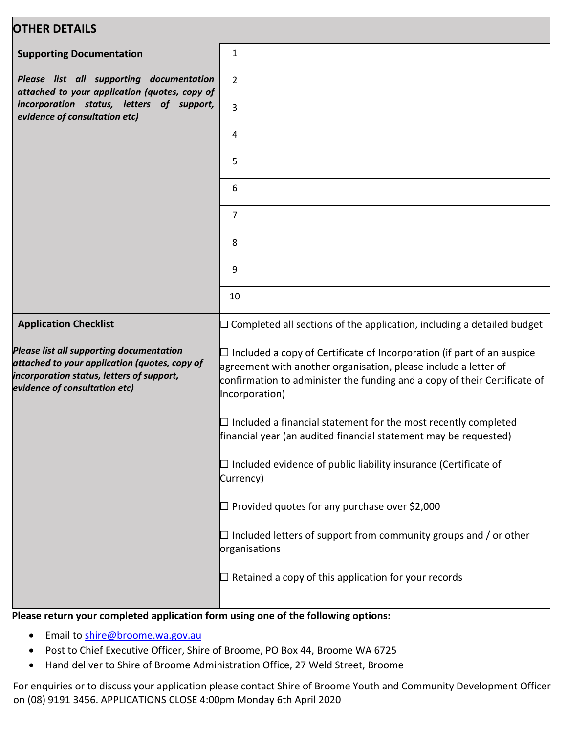## OTHER DETAILS

| | | |
|---|---|---|
| **Supporting Documentation**<br><br>***Please list all supporting documentation attached to your application (quotes, copy of incorporation status, letters of support, evidence of consultation etc)*** | 1 | |
| | 2 | |
| | 3 | |
| | 4 | |
| | 5 | |
| | 6 | |
| | 7 | |
| | 8 | |
| | 9 | |
| | 10 | |

| | |
|---|---|
| **Application Checklist**<br><br>***Please list all supporting documentation attached to your application (quotes, copy of incorporation status, letters of support, evidence of consultation etc)*** | ☐ Completed all sections of the application, including a detailed budget<br><br>☐ Included a copy of Certificate of Incorporation (if part of an auspice agreement with another organisation, please include a letter of confirmation to administer the funding and a copy of their Certificate of Incorporation)<br><br>☐ Included a financial statement for the most recently completed financial year (an audited financial statement may be requested)<br><br>☐ Included evidence of public liability insurance (Certificate of Currency)<br><br>☐ Provided quotes for any purchase over $2,000<br><br>☐ Included letters of support from community groups and / or other organisations<br><br>☐ Retained a copy of this application for your records |

**Please return your completed application form using one of the following options:**

- Email to shire@broome.wa.gov.au
- Post to Chief Executive Officer, Shire of Broome, PO Box 44, Broome WA 6725
- Hand deliver to Shire of Broome Administration Office, 27 Weld Street, Broome

For enquiries or to discuss your application please contact Shire of Broome Youth and Community Development Officer on (08) 9191 3456. APPLICATIONS CLOSE 4:00pm Monday 6th April 2020